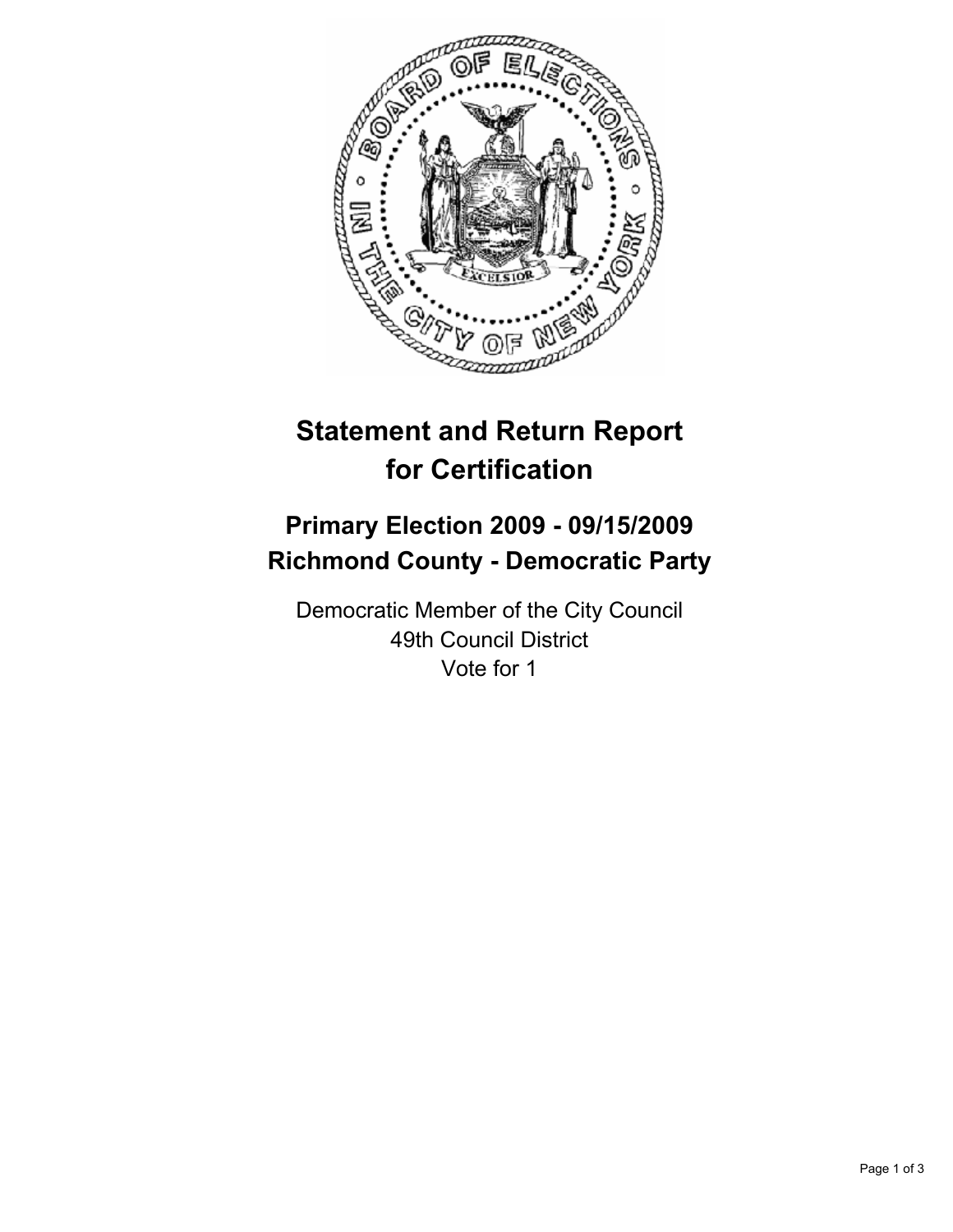# Statement and Return Report for Certification

## Primary Election 2009 - 09/15/2009
## Richmond County - Democratic Party

Democratic Member of the City Council
49th Council District
Vote for 1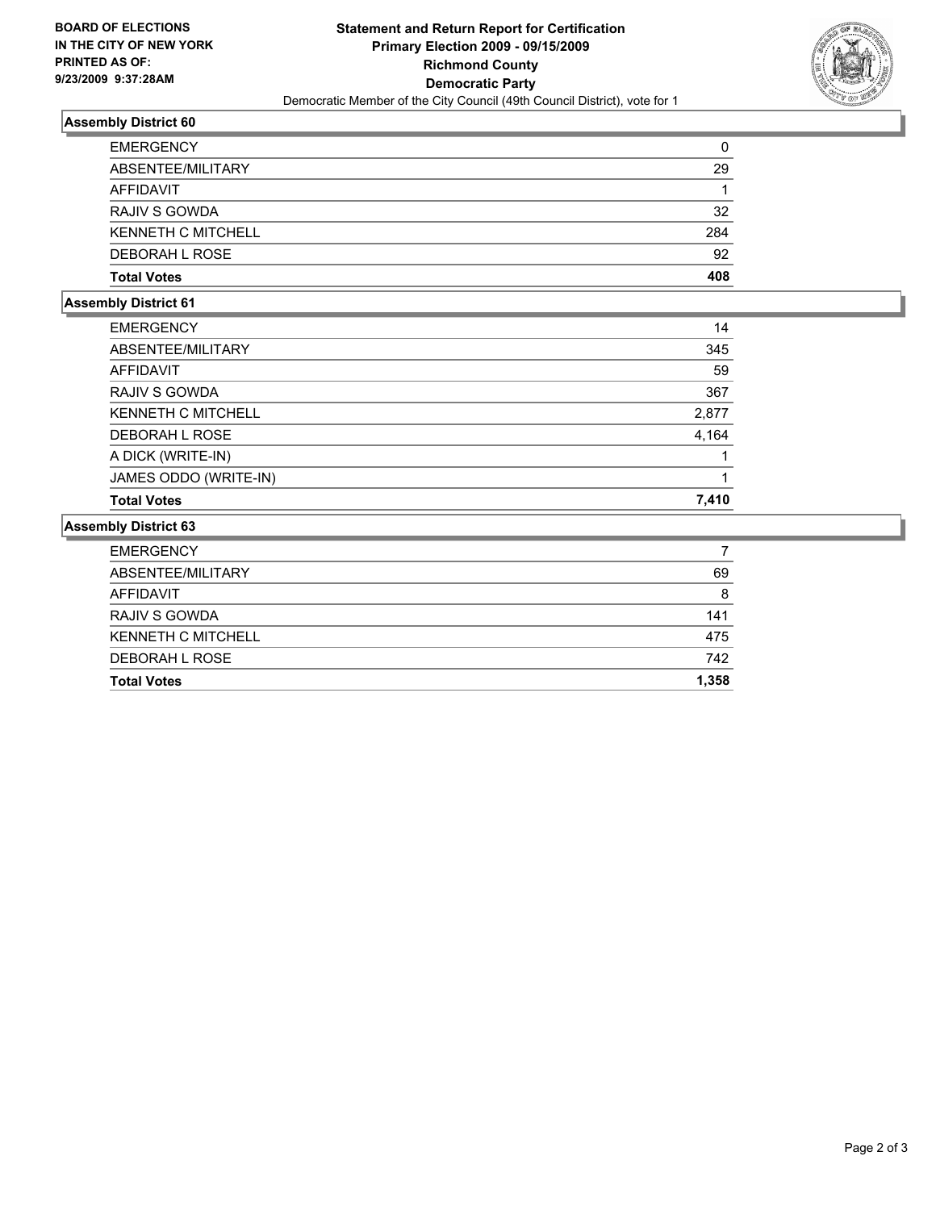**BOARD OF ELECTIONS IN THE CITY OF NEW YORK PRINTED AS OF: 9/23/2009 9:37:28AM**

# Statement and Return Report for Certification
## Primary Election 2009 - 09/15/2009
## Richmond County
## Democratic Party
Democratic Member of the City Council (49th Council District), vote for 1

### Assembly District 60

| | |
|---|---|
| EMERGENCY | 0 |
| ABSENTEE/MILITARY | 29 |
| AFFIDAVIT | 1 |
| RAJIV S GOWDA | 32 |
| KENNETH C MITCHELL | 284 |
| DEBORAH L ROSE | 92 |
| **Total Votes** | **408** |

### Assembly District 61

| | |
|---|---|
| EMERGENCY | 14 |
| ABSENTEE/MILITARY | 345 |
| AFFIDAVIT | 59 |
| RAJIV S GOWDA | 367 |
| KENNETH C MITCHELL | 2,877 |
| DEBORAH L ROSE | 4,164 |
| A DICK (WRITE-IN) | 1 |
| JAMES ODDO (WRITE-IN) | 1 |
| **Total Votes** | **7,410** |

### Assembly District 63

| | |
|---|---|
| EMERGENCY | 7 |
| ABSENTEE/MILITARY | 69 |
| AFFIDAVIT | 8 |
| RAJIV S GOWDA | 141 |
| KENNETH C MITCHELL | 475 |
| DEBORAH L ROSE | 742 |
| **Total Votes** | **1,358** |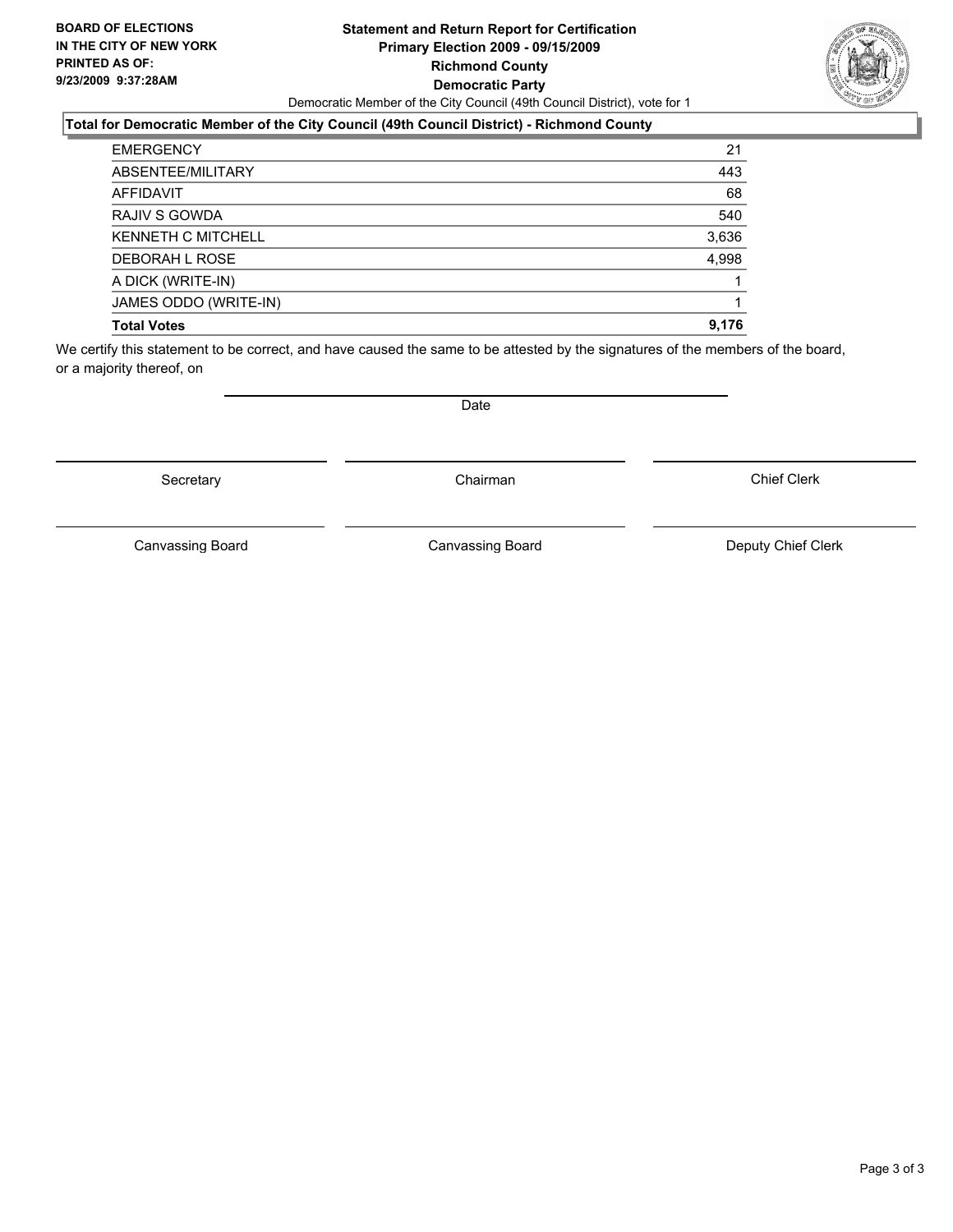**BOARD OF ELECTIONS IN THE CITY OF NEW YORK PRINTED AS OF: 9/23/2009 9:37:28AM**

**Statement and Return Report for Certification**
**Primary Election 2009 - 09/15/2009**
**Richmond County**
**Democratic Party**

Democratic Member of the City Council (49th Council District), vote for 1

**Total for Democratic Member of the City Council (49th Council District) - Richmond County**

| | |
|---|---|
| EMERGENCY | 21 |
| ABSENTEE/MILITARY | 443 |
| AFFIDAVIT | 68 |
| RAJIV S GOWDA | 540 |
| KENNETH C MITCHELL | 3,636 |
| DEBORAH L ROSE | 4,998 |
| A DICK (WRITE-IN) | 1 |
| JAMES ODDO (WRITE-IN) | 1 |
| **Total Votes** | **9,176** |

We certify this statement to be correct, and have caused the same to be attested by the signatures of the members of the board, or a majority thereof, on

Date

Secretary | Chairman | Chief Clerk

Canvassing Board | Canvassing Board | Deputy Chief Clerk